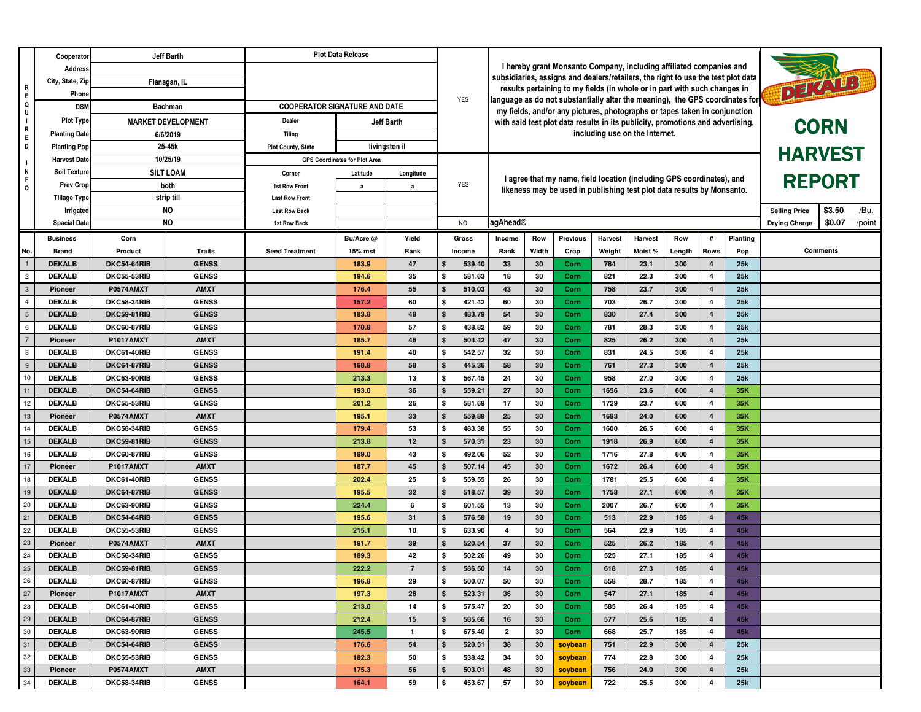# DEKALB CORN HARVEST REPORT

**REQUIRED INFO**

| Field | Value |
|---|---|
| Cooperator | Jeff Barth |
| Address | |
| City, State, Zip | Flanagan, IL |
| Phone | |
| DSM | Bachman |
| Plot Type | MARKET DEVELOPMENT |
| Planting Date | 6/6/2019 |
| Planting Pop | 25-45k |
| Harvest Date | 10/25/19 |
| Soil Texture | SILT LOAM |
| Prev Crop | both |
| Tillage Type | strip till |
| Irrigated | NO |
| Spacial Data | NO |

**Plot Data Release**

COOPERATOR SIGNATURE AND DATE

| | |
|---|---|
| Dealer | Jeff Barth |
| Tiling | |
| Plot County, State | livingston il |

**GPS Coordinates for Plot Area**

| Corner | Latitude | Longitude |
|---|---|---|
| 1st Row Front | a | a |
| Last Row Front | | |
| Last Row Back | | |
| 1st Row Back | | |

YES — I hereby grant Monsanto Company, including affiliated companies and subsidiaries, assigns and dealers/retailers, the right to use the test plot data results pertaining to my fields (in whole or in part with such changes in language as do not substantially alter the meaning), the GPS coordinates for my fields, and/or any pictures, photographs or tapes taken in conjunction with said test plot data results in its publicity, promotions and advertising, including use on the Internet.

YES — I agree that my name, field location (including GPS coordinates), and likeness may be used in publishing test plot data results by Monsanto.

NO — agAhead®

| Selling Price | $3.50 | /Bu. |
|---|---|---|
| Drying Charge | $0.07 | /point |

| No. | Business Brand | Corn Product | Traits | Seed Treatment | Bu/Acre @ 15% mst | Yield Rank | Gross Income | Income Rank | Row Width | Previous Crop | Harvest Weight | Harvest Moist % | Row Length | # Rows | Planting Pop | Comments |
|---|---|---|---|---|---|---|---|---|---|---|---|---|---|---|---|---|
| 1 | DEKALB | DKC54-64RIB | GENSS | | 183.9 | 47 | $ 539.40 | 33 | 30 | Corn | 784 | 23.1 | 300 | 4 | 25k | |
| 2 | DEKALB | DKC55-53RIB | GENSS | | 194.6 | 35 | $ 581.63 | 18 | 30 | Corn | 821 | 22.3 | 300 | 4 | 25k | |
| 3 | Pioneer | P0574AMXT | AMXT | | 176.4 | 55 | $ 510.03 | 43 | 30 | Corn | 758 | 23.7 | 300 | 4 | 25k | |
| 4 | DEKALB | DKC58-34RIB | GENSS | | 157.2 | 60 | $ 421.42 | 60 | 30 | Corn | 703 | 26.7 | 300 | 4 | 25k | |
| 5 | DEKALB | DKC59-81RIB | GENSS | | 183.8 | 48 | $ 483.79 | 54 | 30 | Corn | 830 | 27.4 | 300 | 4 | 25k | |
| 6 | DEKALB | DKC60-87RIB | GENSS | | 170.8 | 57 | $ 438.82 | 59 | 30 | Corn | 781 | 28.3 | 300 | 4 | 25k | |
| 7 | Pioneer | P1017AMXT | AMXT | | 185.7 | 46 | $ 504.42 | 47 | 30 | Corn | 825 | 26.2 | 300 | 4 | 25k | |
| 8 | DEKALB | DKC61-40RIB | GENSS | | 191.4 | 40 | $ 542.57 | 32 | 30 | Corn | 831 | 24.5 | 300 | 4 | 25k | |
| 9 | DEKALB | DKC64-87RIB | GENSS | | 168.8 | 58 | $ 445.36 | 58 | 30 | Corn | 761 | 27.3 | 300 | 4 | 25k | |
| 10 | DEKALB | DKC63-90RIB | GENSS | | 213.3 | 13 | $ 567.45 | 24 | 30 | Corn | 958 | 27.0 | 300 | 4 | 25k | |
| 11 | DEKALB | DKC54-64RIB | GENSS | | 193.0 | 36 | $ 559.21 | 27 | 30 | Corn | 1656 | 23.6 | 600 | 4 | 35K | |
| 12 | DEKALB | DKC55-53RIB | GENSS | | 201.2 | 26 | $ 581.69 | 17 | 30 | Corn | 1729 | 23.7 | 600 | 4 | 35K | |
| 13 | Pioneer | P0574AMXT | AMXT | | 195.1 | 33 | $ 559.89 | 25 | 30 | Corn | 1683 | 24.0 | 600 | 4 | 35K | |
| 14 | DEKALB | DKC58-34RIB | GENSS | | 179.4 | 53 | $ 483.38 | 55 | 30 | Corn | 1600 | 26.5 | 600 | 4 | 35K | |
| 15 | DEKALB | DKC59-81RIB | GENSS | | 213.8 | 12 | $ 570.31 | 23 | 30 | Corn | 1918 | 26.9 | 600 | 4 | 35K | |
| 16 | DEKALB | DKC60-87RIB | GENSS | | 189.0 | 43 | $ 492.06 | 52 | 30 | Corn | 1716 | 27.8 | 600 | 4 | 35K | |
| 17 | Pioneer | P1017AMXT | AMXT | | 187.7 | 45 | $ 507.14 | 45 | 30 | Corn | 1672 | 26.4 | 600 | 4 | 35K | |
| 18 | DEKALB | DKC61-40RIB | GENSS | | 202.4 | 25 | $ 559.55 | 26 | 30 | Corn | 1781 | 25.5 | 600 | 4 | 35K | |
| 19 | DEKALB | DKC64-87RIB | GENSS | | 195.5 | 32 | $ 518.57 | 39 | 30 | Corn | 1758 | 27.1 | 600 | 4 | 35K | |
| 20 | DEKALB | DKC63-90RIB | GENSS | | 224.4 | 6 | $ 601.55 | 13 | 30 | Corn | 2007 | 26.7 | 600 | 4 | 35K | |
| 21 | DEKALB | DKC54-64RIB | GENSS | | 195.6 | 31 | $ 576.58 | 19 | 30 | Corn | 513 | 22.9 | 185 | 4 | 45k | |
| 22 | DEKALB | DKC55-53RIB | GENSS | | 215.1 | 10 | $ 633.90 | 4 | 30 | Corn | 564 | 22.9 | 185 | 4 | 45k | |
| 23 | Pioneer | P0574AMXT | AMXT | | 191.7 | 39 | $ 520.54 | 37 | 30 | Corn | 525 | 26.2 | 185 | 4 | 45k | |
| 24 | DEKALB | DKC58-34RIB | GENSS | | 189.3 | 42 | $ 502.26 | 49 | 30 | Corn | 525 | 27.1 | 185 | 4 | 45k | |
| 25 | DEKALB | DKC59-81RIB | GENSS | | 222.2 | 7 | $ 586.50 | 14 | 30 | Corn | 618 | 27.3 | 185 | 4 | 45k | |
| 26 | DEKALB | DKC60-87RIB | GENSS | | 196.8 | 29 | $ 500.07 | 50 | 30 | Corn | 558 | 28.7 | 185 | 4 | 45k | |
| 27 | Pioneer | P1017AMXT | AMXT | | 197.3 | 28 | $ 523.31 | 36 | 30 | Corn | 547 | 27.1 | 185 | 4 | 45k | |
| 28 | DEKALB | DKC61-40RIB | GENSS | | 213.0 | 14 | $ 575.47 | 20 | 30 | Corn | 585 | 26.4 | 185 | 4 | 45k | |
| 29 | DEKALB | DKC64-87RIB | GENSS | | 212.4 | 15 | $ 585.66 | 16 | 30 | Corn | 577 | 25.6 | 185 | 4 | 45k | |
| 30 | DEKALB | DKC63-90RIB | GENSS | | 245.5 | 1 | $ 675.40 | 2 | 30 | Corn | 668 | 25.7 | 185 | 4 | 45k | |
| 31 | DEKALB | DKC54-64RIB | GENSS | | 176.6 | 54 | $ 520.51 | 38 | 30 | soybean | 751 | 22.9 | 300 | 4 | 25k | |
| 32 | DEKALB | DKC55-53RIB | GENSS | | 182.3 | 50 | $ 538.42 | 34 | 30 | soybean | 774 | 22.8 | 300 | 4 | 25k | |
| 33 | Pioneer | P0574AMXT | AMXT | | 175.3 | 56 | $ 503.01 | 48 | 30 | soybean | 756 | 24.0 | 300 | 4 | 25k | |
| 34 | DEKALB | DKC58-34RIB | GENSS | | 164.1 | 59 | $ 453.67 | 57 | 30 | soybean | 722 | 25.5 | 300 | 4 | 25k | |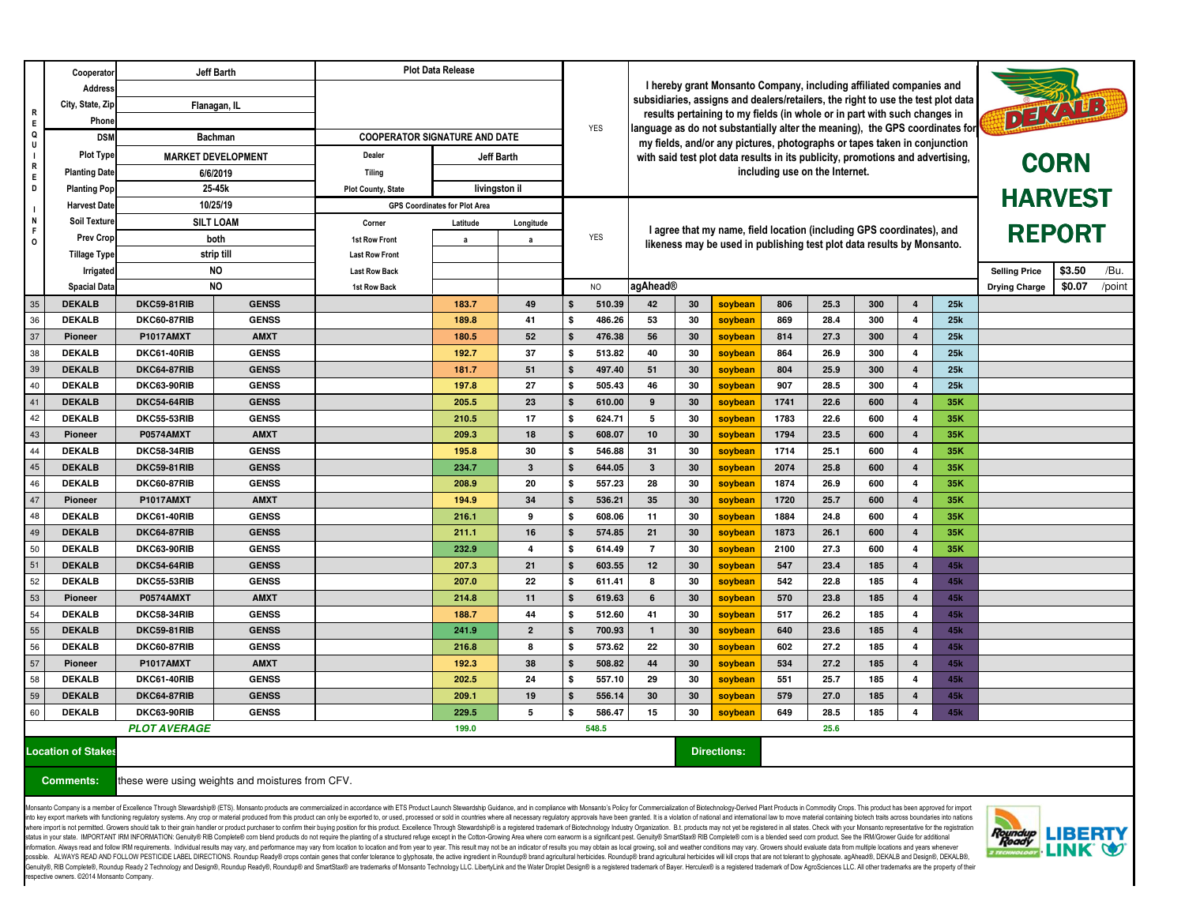| | | | | | |
|---|---|---|---|---|---|
| REQUIRED INFO | Cooperator | Jeff Barth | Plot Data Release | | |
| | Address | | | | |
| | City, State, Zip | Flanagan, IL | | | |
| | Phone | | | | |
| | DSM | Bachman | COOPERATOR SIGNATURE AND DATE | | |
| | Plot Type | MARKET DEVELOPMENT | Dealer | Jeff Barth | |
| | Planting Date | 6/6/2019 | Tiling | | |
| | Planting Pop | 25-45k | Plot County, State | livingston il | |
| | Harvest Date | 10/25/19 | GPS Coordinates for Plot Area | | |
| | Soil Texture | SILT LOAM | Corner | Latitude | Longitude |
| | Prev Crop | both | 1st Row Front | a | a |
| | Tillage Type | strip till | Last Row Front | | |
| | Irrigated | NO | Last Row Back | | |
| | Spacial Data | NO | 1st Row Back | | |

YES — I hereby grant Monsanto Company, including affiliated companies and subsidiaries, assigns and dealers/retailers, the right to use the test plot data results pertaining to my fields (in whole or in part with such changes in language as do not substantially alter the meaning), the GPS coordinates for my fields, and/or any pictures, photographs or tapes taken in conjunction with said test plot data results in its publicity, promotions and advertising, including use on the Internet.

YES — I agree that my name, field location (including GPS coordinates), and likeness may be used in publishing test plot data results by Monsanto.

NO — agAhead®

# DEKALB CORN HARVEST REPORT

| Selling Price | $3.50 | /Bu. |
|---|---|---|
| Drying Charge | $0.07 | /point |

| | | | | | | | | | | | | | | | | | |
|---|---|---|---|---|---|---|---|---|---|---|---|---|---|---|---|---|---|
| 35 | DEKALB | DKC59-81RIB | GENSS | | 183.7 | 49 | $ | 510.39 | 42 | 30 | soybean | 806 | 25.3 | 300 | 4 | 25k | |
| 36 | DEKALB | DKC60-87RIB | GENSS | | 189.8 | 41 | $ | 486.26 | 53 | 30 | soybean | 869 | 28.4 | 300 | 4 | 25k | |
| 37 | Pioneer | P1017AMXT | AMXT | | 180.5 | 52 | $ | 476.38 | 56 | 30 | soybean | 814 | 27.3 | 300 | 4 | 25k | |
| 38 | DEKALB | DKC61-40RIB | GENSS | | 192.7 | 37 | $ | 513.82 | 40 | 30 | soybean | 864 | 26.9 | 300 | 4 | 25k | |
| 39 | DEKALB | DKC64-87RIB | GENSS | | 181.7 | 51 | $ | 497.40 | 51 | 30 | soybean | 804 | 25.9 | 300 | 4 | 25k | |
| 40 | DEKALB | DKC63-90RIB | GENSS | | 197.8 | 27 | $ | 505.43 | 46 | 30 | soybean | 907 | 28.5 | 300 | 4 | 25k | |
| 41 | DEKALB | DKC54-64RIB | GENSS | | 205.5 | 23 | $ | 610.00 | 9 | 30 | soybean | 1741 | 22.6 | 600 | 4 | 35K | |
| 42 | DEKALB | DKC55-53RIB | GENSS | | 210.5 | 17 | $ | 624.71 | 5 | 30 | soybean | 1783 | 22.6 | 600 | 4 | 35K | |
| 43 | Pioneer | P0574AMXT | AMXT | | 209.3 | 18 | $ | 608.07 | 10 | 30 | soybean | 1794 | 23.5 | 600 | 4 | 35K | |
| 44 | DEKALB | DKC58-34RIB | GENSS | | 195.8 | 30 | $ | 546.88 | 31 | 30 | soybean | 1714 | 25.1 | 600 | 4 | 35K | |
| 45 | DEKALB | DKC59-81RIB | GENSS | | 234.7 | 3 | $ | 644.05 | 3 | 30 | soybean | 2074 | 25.8 | 600 | 4 | 35K | |
| 46 | DEKALB | DKC60-87RIB | GENSS | | 208.9 | 20 | $ | 557.23 | 28 | 30 | soybean | 1874 | 26.9 | 600 | 4 | 35K | |
| 47 | Pioneer | P1017AMXT | AMXT | | 194.9 | 34 | $ | 536.21 | 35 | 30 | soybean | 1720 | 25.7 | 600 | 4 | 35K | |
| 48 | DEKALB | DKC61-40RIB | GENSS | | 216.1 | 9 | $ | 608.06 | 11 | 30 | soybean | 1884 | 24.8 | 600 | 4 | 35K | |
| 49 | DEKALB | DKC64-87RIB | GENSS | | 211.1 | 16 | $ | 574.85 | 21 | 30 | soybean | 1873 | 26.1 | 600 | 4 | 35K | |
| 50 | DEKALB | DKC63-90RIB | GENSS | | 232.9 | 4 | $ | 614.49 | 7 | 30 | soybean | 2100 | 27.3 | 600 | 4 | 35K | |
| 51 | DEKALB | DKC54-64RIB | GENSS | | 207.3 | 21 | $ | 603.55 | 12 | 30 | soybean | 547 | 23.4 | 185 | 4 | 45k | |
| 52 | DEKALB | DKC55-53RIB | GENSS | | 207.0 | 22 | $ | 611.41 | 8 | 30 | soybean | 542 | 22.8 | 185 | 4 | 45k | |
| 53 | Pioneer | P0574AMXT | AMXT | | 214.8 | 11 | $ | 619.63 | 6 | 30 | soybean | 570 | 23.8 | 185 | 4 | 45k | |
| 54 | DEKALB | DKC58-34RIB | GENSS | | 188.7 | 44 | $ | 512.60 | 41 | 30 | soybean | 517 | 26.2 | 185 | 4 | 45k | |
| 55 | DEKALB | DKC59-81RIB | GENSS | | 241.9 | 2 | $ | 700.93 | 1 | 30 | soybean | 640 | 23.6 | 185 | 4 | 45k | |
| 56 | DEKALB | DKC60-87RIB | GENSS | | 216.8 | 8 | $ | 573.62 | 22 | 30 | soybean | 602 | 27.2 | 185 | 4 | 45k | |
| 57 | Pioneer | P1017AMXT | AMXT | | 192.3 | 38 | $ | 508.82 | 44 | 30 | soybean | 534 | 27.2 | 185 | 4 | 45k | |
| 58 | DEKALB | DKC61-40RIB | GENSS | | 202.5 | 24 | $ | 557.10 | 29 | 30 | soybean | 551 | 25.7 | 185 | 4 | 45k | |
| 59 | DEKALB | DKC64-87RIB | GENSS | | 209.1 | 19 | $ | 556.14 | 30 | 30 | soybean | 579 | 27.0 | 185 | 4 | 45k | |
| 60 | DEKALB | DKC63-90RIB | GENSS | | 229.5 | 5 | $ | 586.47 | 15 | 30 | soybean | 649 | 28.5 | 185 | 4 | 45k | |
| | | ***PLOT AVERAGE*** | | | 199.0 | | | 548.5 | | | | | 25.6 | | | | |

**Location of Stakes**

**Directions:**

**Comments:** these were using weights and moistures from CFV.

Monsanto Company is a member of Excellence Through Stewardship® (ETS). Monsanto products are commercialized in accordance with ETS Product Launch Stewardship Guidance, and in compliance with Monsanto's Policy for Commercialization of Biotechnology-Derived Plant Products in Commodity Crops. This product has been approved for import into key export markets with functioning regulatory systems. Any crop or material produced from this product can only be exported to, or used, processed or sold in countries where all necessary regulatory approvals have been granted. It is a violation of national and international law to move material containing biotech traits across boundaries into nations where import is not permitted. Growers should talk to their grain handler or product purchaser to confirm their buying position for this product. Excellence Through Stewardship® is a registered trademark of Biotechnology Industry Organization. B.t. products may not yet be registered in all states. Check with your Monsanto representative for the registration status in your state. IMPORTANT IRM INFORMATION: Genuity® RIB Complete® corn blend products do not require the planting of a structured refuge except in the Cotton-Growing Area where corn earworm is a significant pest. Genuity® SmartStax® RIB Complete® corn is a blended seed corn product. See the IRM/Grower Guide for additional information. Always read and follow IRM requirements. Individual results may vary, and performance may vary from location to location and from year to year. This result may not be an indicator of results you may obtain as local growing, soil and weather conditions may vary. Growers should evaluate data from multiple locations and years whenever possible. ALWAYS READ AND FOLLOW PESTICIDE LABEL DIRECTIONS. Roundup Ready® crops contain genes that confer tolerance to glyphosate, the active ingredient in Roundup® brand agricultural herbicides. Roundup® brand agricultural herbicides will kill crops that are not tolerant to glyphosate. agAhead®, DEKALB and Design®, DEKALB®, Genuity®, RIB Complete®, Roundup Ready 2 Technology and Design®, Roundup Ready®, Roundup® and SmartStax® are trademarks of Monsanto Technology LLC. LibertyLink and the Water Droplet Design® is a registered trademark of Bayer. Herculex® is a registered trademark of Dow AgroSciences LLC. All other trademarks are the property of their respective owners. ©2014 Monsanto Company.

Roundup Ready 2 TECHNOLOGY — LIBERTY LINK